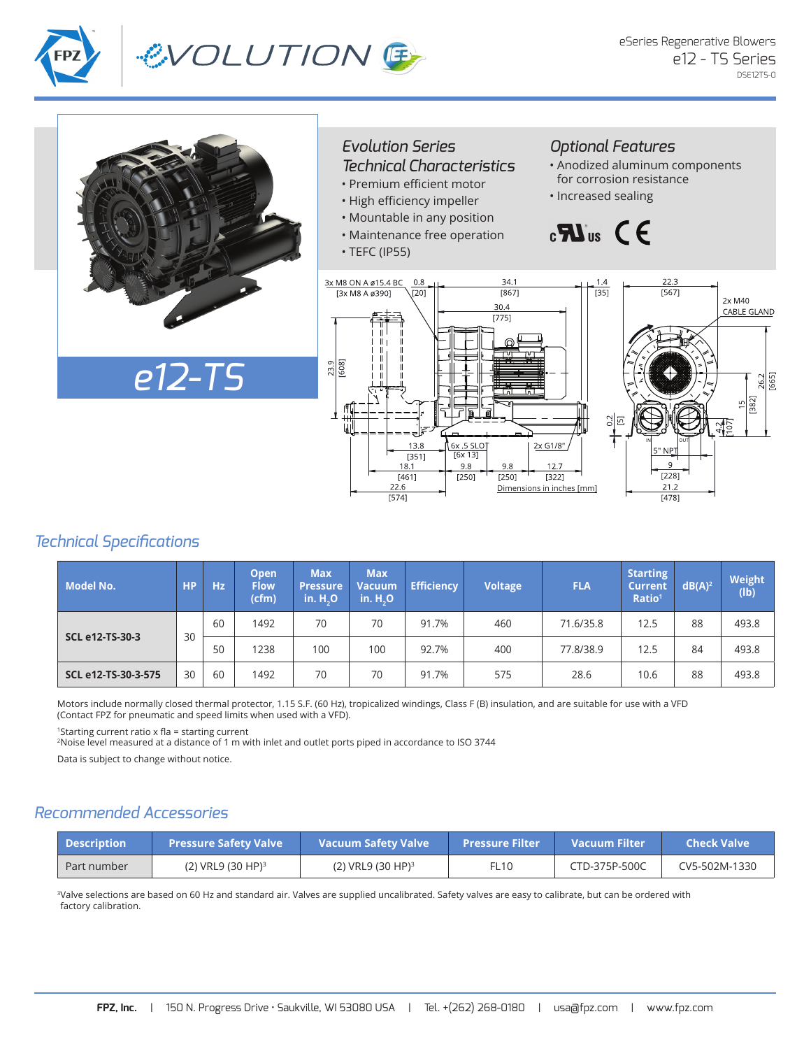eSeries Regenerative Blowers
e12 - TS Series
DSE12TS-0

# e12-TS

## Evolution Series Technical Characteristics

- Premium efficient motor
- High efficiency impeller
- Mountable in any position
- Maintenance free operation
- TEFC (IP55)

## Optional Features

- Anodized aluminum components for corrosion resistance
- Increased sealing

3x M8 ON A ø15.4 BC [3x M8 A ø390]
6x .5 SLOT [6x 13]
2x G1/8"
2x M40 CABLE GLAND
5" NPT
Dimensions in inches [mm]

## Technical Specifications

| Model No. | HP | Hz | Open Flow (cfm) | Max Pressure in. $H_2O$ | Max Vacuum in. $H_2O$ | Efficiency | Voltage | FLA | Starting Current Ratio[1] | dB(A)[2] | Weight (lb) |
|---|---|---|---|---|---|---|---|---|---|---|---|
| SCL e12-TS-30-3 | 30 | 60 | 1492 | 70 | 70 | 91.7% | 460 | 71.6/35.8 | 12.5 | 88 | 493.8 |
| | | 50 | 1238 | 100 | 100 | 92.7% | 400 | 77.8/38.9 | 12.5 | 84 | 493.8 |
| SCL e12-TS-30-3-575 | 30 | 60 | 1492 | 70 | 70 | 91.7% | 575 | 28.6 | 10.6 | 88 | 493.8 |

Motors include normally closed thermal protector, 1.15 S.F. (60 Hz), tropicalized windings, Class F (B) insulation, and are suitable for use with a VFD (Contact FPZ for pneumatic and speed limits when used with a VFD).

[1]Starting current ratio x fla = starting current
[2]Noise level measured at a distance of 1 m with inlet and outlet ports piped in accordance to ISO 3744

Data is subject to change without notice.

## Recommended Accessories

| Description | Pressure Safety Valve | Vacuum Safety Valve | Pressure Filter | Vacuum Filter | Check Valve |
|---|---|---|---|---|---|
| Part number | (2) VRL9 (30 HP)[3] | (2) VRL9 (30 HP)[3] | FL10 | CTD-375P-500C | CV5-502M-1330 |

[3]Valve selections are based on 60 Hz and standard air. Valves are supplied uncalibrated. Safety valves are easy to calibrate, but can be ordered with factory calibration.

**FPZ, Inc.** | 150 N. Progress Drive • Saukville, WI 53080 USA | Tel. +(262) 268-0180 | usa@fpz.com | www.fpz.com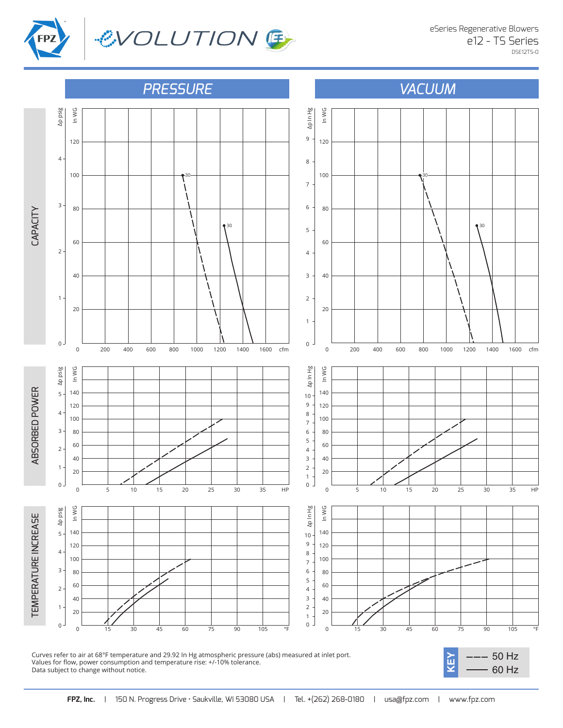eSeries Regenerative Blowers
e12 - TS Series
DSE12TS-0

## PRESSURE

## VACUUM

### CAPACITY

Δp psig
In WG
120
100
80
60
40
20
0
4
3
2
1
0
0 200 400 600 800 1000 1200 1400 1600 cfm
30
30

Δp In Hg
In WG
9
8
7
6
5
4
3
2
1
0
120
100
80
60
40
20
0 200 400 600 800 1000 1200 1400 1600 cfm
30
30

### ABSORBED POWER

Δp psig
In WG
140
120
100
80
60
40
20
5
4
3
2
1
0
0 5 10 15 20 25 30 35 HP

Δp In Hg
In WG
10
9
8
7
6
5
4
3
2
1
0
140
120
100
80
60
40
20
0 5 10 15 20 25 30 35 HP

### TEMPERATURE INCREASE

Δp psig
In WG
140
120
100
80
60
40
20
5
4
3
2
1
0
0 15 30 45 60 75 90 105 °F

Δp In Hg
In WG
10
9
8
7
6
5
4
3
2
1
0
140
120
100
80
60
40
20
0 15 30 45 60 75 90 105 °F

Curves refer to air at 68°F temperature and 29.92 In Hg atmospheric pressure (abs) measured at inlet port.
Values for flow, power consumption and temperature rise: +/-10% tolerance.
Data subject to change without notice.

KEY
- - - 50 Hz
—— 60 Hz

**FPZ, Inc.** | 150 N. Progress Drive · Saukville, WI 53080 USA | Tel. +(262) 268-0180 | usa@fpz.com | www.fpz.com